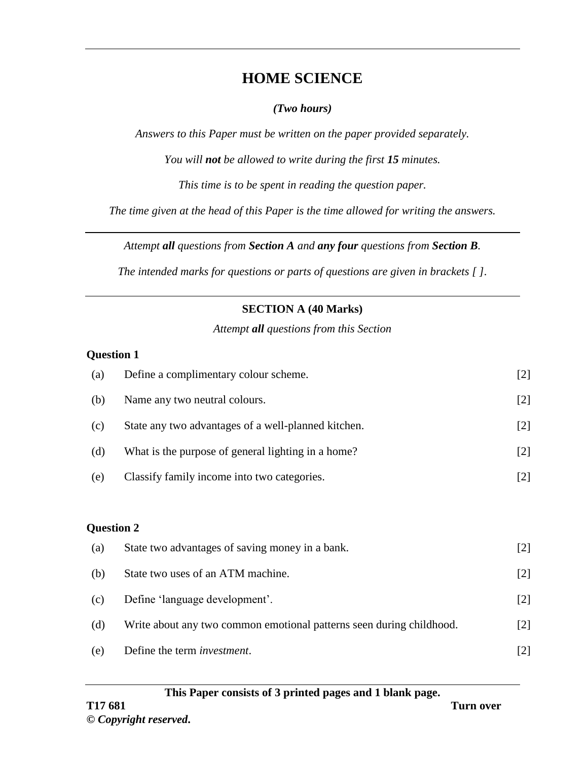# HOME SCIENCE

***(Two hours)***

*Answers to this Paper must be written on the paper provided separately.*

*You will **not** be allowed to write during the first **15** minutes.*

*This time is to be spent in reading the question paper.*

*The time given at the head of this Paper is the time allowed for writing the answers.*

---

*Attempt **all** questions from **Section A** and **any four** questions from **Section B**.*

*The intended marks for questions or parts of questions are given in brackets [ ].*

---

## SECTION A (40 Marks)

*Attempt **all** questions from this Section*

**Question 1**

(a) Define a complimentary colour scheme. [2]

(b) Name any two neutral colours. [2]

(c) State any two advantages of a well-planned kitchen. [2]

(d) What is the purpose of general lighting in a home? [2]

(e) Classify family income into two categories. [2]

**Question 2**

(a) State two advantages of saving money in a bank. [2]

(b) State two uses of an ATM machine. [2]

(c) Define 'language development'. [2]

(d) Write about any two common emotional patterns seen during childhood. [2]

(e) Define the term *investment*. [2]

**This Paper consists of 3 printed pages and 1 blank page.**

T17 681

Turn over

© ***Copyright reserved***.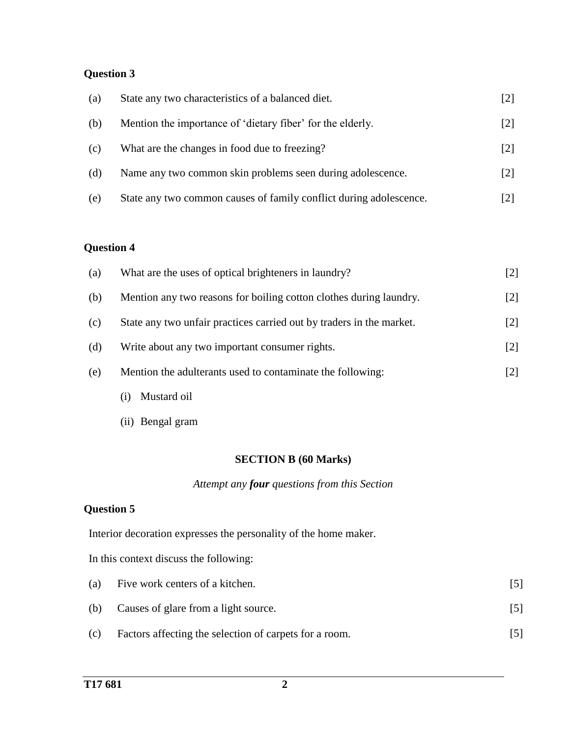**Question 3**

(a) State any two characteristics of a balanced diet. [2]

(b) Mention the importance of 'dietary fiber' for the elderly. [2]

(c) What are the changes in food due to freezing? [2]

(d) Name any two common skin problems seen during adolescence. [2]

(e) State any two common causes of family conflict during adolescence. [2]

**Question 4**

(a) What are the uses of optical brighteners in laundry? [2]

(b) Mention any two reasons for boiling cotton clothes during laundry. [2]

(c) State any two unfair practices carried out by traders in the market. [2]

(d) Write about any two important consumer rights. [2]

(e) Mention the adulterants used to contaminate the following: [2]

- (i) Mustard oil
- (ii) Bengal gram

## SECTION B (60 Marks)

*Attempt any* ***four*** *questions from this Section*

**Question 5**

Interior decoration expresses the personality of the home maker.

In this context discuss the following:

(a) Five work centers of a kitchen. [5]

(b) Causes of glare from a light source. [5]

(c) Factors affecting the selection of carpets for a room. [5]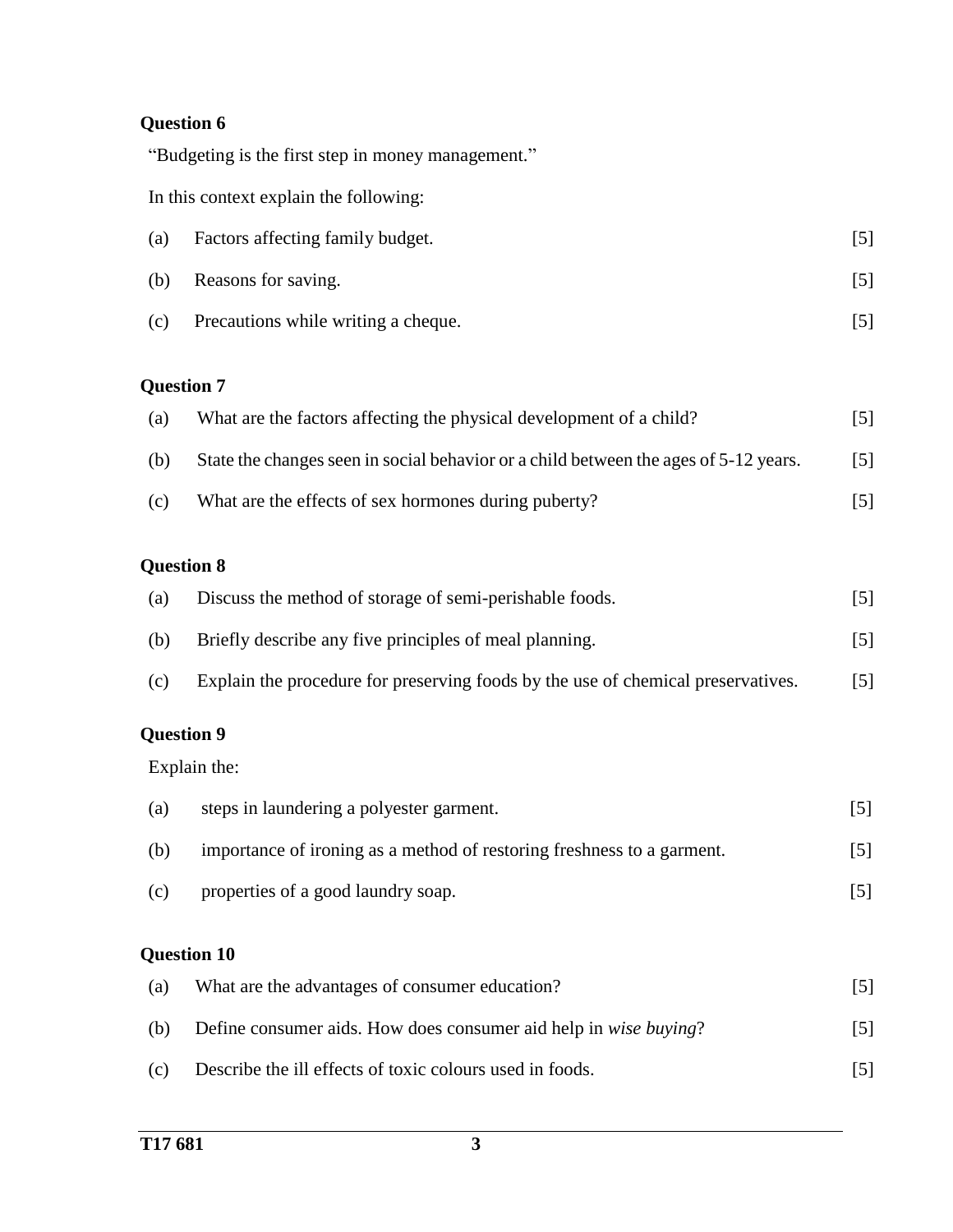**Question 6**

"Budgeting is the first step in money management."

In this context explain the following:

(a) Factors affecting family budget. [5]

(b) Reasons for saving. [5]

(c) Precautions while writing a cheque. [5]

**Question 7**

(a) What are the factors affecting the physical development of a child? [5]

(b) State the changes seen in social behavior or a child between the ages of 5-12 years. [5]

(c) What are the effects of sex hormones during puberty? [5]

**Question 8**

(a) Discuss the method of storage of semi-perishable foods. [5]

(b) Briefly describe any five principles of meal planning. [5]

(c) Explain the procedure for preserving foods by the use of chemical preservatives. [5]

**Question 9**

Explain the:

(a) steps in laundering a polyester garment. [5]

(b) importance of ironing as a method of restoring freshness to a garment. [5]

(c) properties of a good laundry soap. [5]

**Question 10**

(a) What are the advantages of consumer education? [5]

(b) Define consumer aids. How does consumer aid help in *wise buying*? [5]

(c) Describe the ill effects of toxic colours used in foods. [5]

T17 681